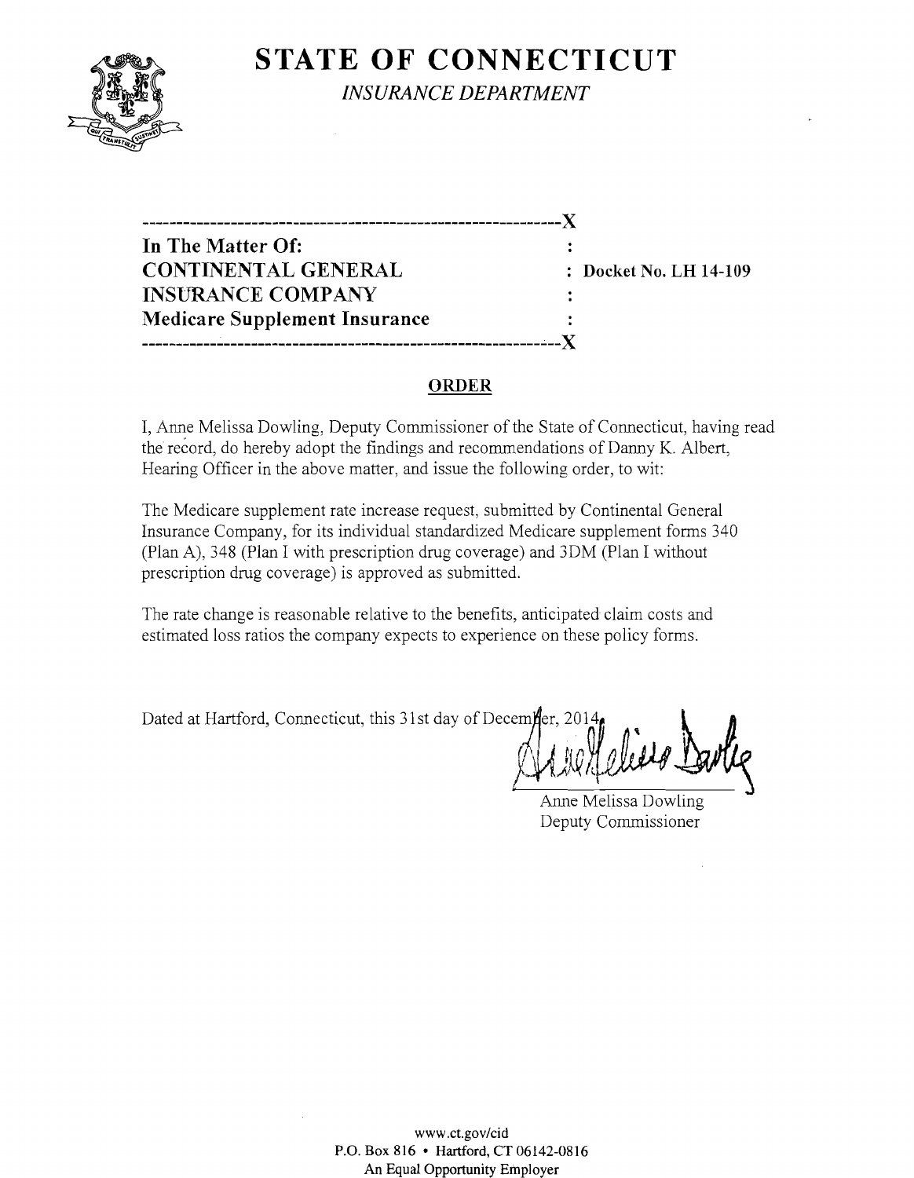# STATE OF CONNECTICUT

*INSURANCE DEPARTMENT*

| In The Matter Of: | |
|---|---|
| CONTINENTAL GENERAL INSURANCE COMPANY | : Docket No. LH 14-109 |
| Medicare Supplement Insurance | |

## ORDER

I, Anne Melissa Dowling, Deputy Commissioner of the State of Connecticut, having read the record, do hereby adopt the findings and recommendations of Danny K. Albert, Hearing Officer in the above matter, and issue the following order, to wit:

The Medicare supplement rate increase request, submitted by Continental General Insurance Company, for its individual standardized Medicare supplement forms 340 (Plan A), 348 (Plan I with prescription drug coverage) and 3DM (Plan I without prescription drug coverage) is approved as submitted.

The rate change is reasonable relative to the benefits, anticipated claim costs and estimated loss ratios the company expects to experience on these policy forms.

Dated at Hartford, Connecticut, this 31st day of December, 2014.

Anne Melissa Dowling
Deputy Commissioner

www.ct.gov/cid
P.O. Box 816 • Hartford, CT 06142-0816
An Equal Opportunity Employer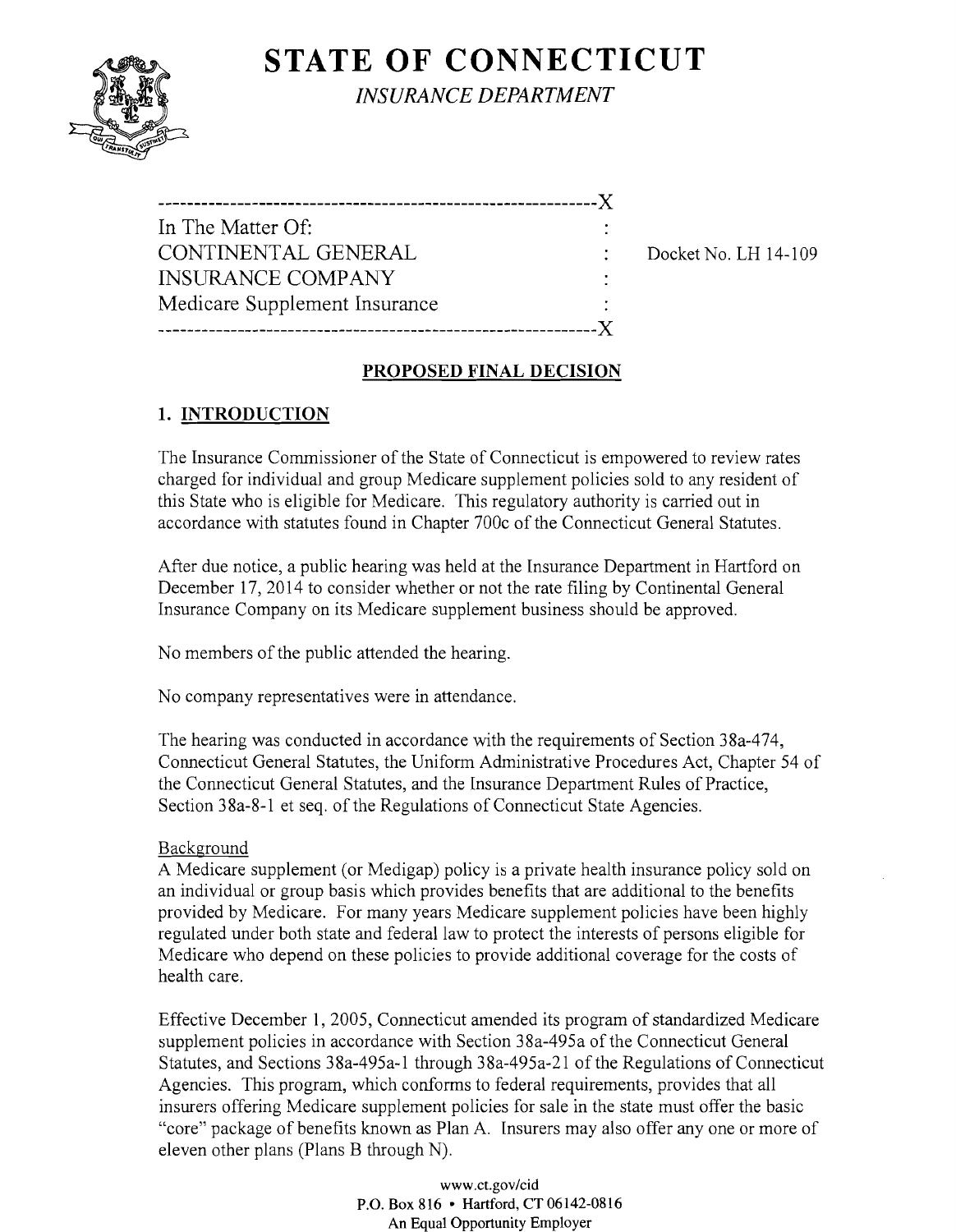# STATE OF CONNECTICUT

*INSURANCE DEPARTMENT*

```
-------------------------------------------------------------X
In The Matter Of:                                            :
CONTINENTAL GENERAL                                          :    Docket No. LH 14-109
INSURANCE COMPANY                                            :
Medicare Supplement Insurance                                :
-------------------------------------------------------------X
```

## PROPOSED FINAL DECISION

### 1. INTRODUCTION

The Insurance Commissioner of the State of Connecticut is empowered to review rates charged for individual and group Medicare supplement policies sold to any resident of this State who is eligible for Medicare. This regulatory authority is carried out in accordance with statutes found in Chapter 700c of the Connecticut General Statutes.

After due notice, a public hearing was held at the Insurance Department in Hartford on December 17, 2014 to consider whether or not the rate filing by Continental General Insurance Company on its Medicare supplement business should be approved.

No members of the public attended the hearing.

No company representatives were in attendance.

The hearing was conducted in accordance with the requirements of Section 38a-474, Connecticut General Statutes, the Uniform Administrative Procedures Act, Chapter 54 of the Connecticut General Statutes, and the Insurance Department Rules of Practice, Section 38a-8-1 et seq. of the Regulations of Connecticut State Agencies.

Background

A Medicare supplement (or Medigap) policy is a private health insurance policy sold on an individual or group basis which provides benefits that are additional to the benefits provided by Medicare. For many years Medicare supplement policies have been highly regulated under both state and federal law to protect the interests of persons eligible for Medicare who depend on these policies to provide additional coverage for the costs of health care.

Effective December 1, 2005, Connecticut amended its program of standardized Medicare supplement policies in accordance with Section 38a-495a of the Connecticut General Statutes, and Sections 38a-495a-1 through 38a-495a-21 of the Regulations of Connecticut Agencies. This program, which conforms to federal requirements, provides that all insurers offering Medicare supplement policies for sale in the state must offer the basic "core" package of benefits known as Plan A. Insurers may also offer any one or more of eleven other plans (Plans B through N).

www.ct.gov/cid
P.O. Box 816 • Hartford, CT 06142-0816
An Equal Opportunity Employer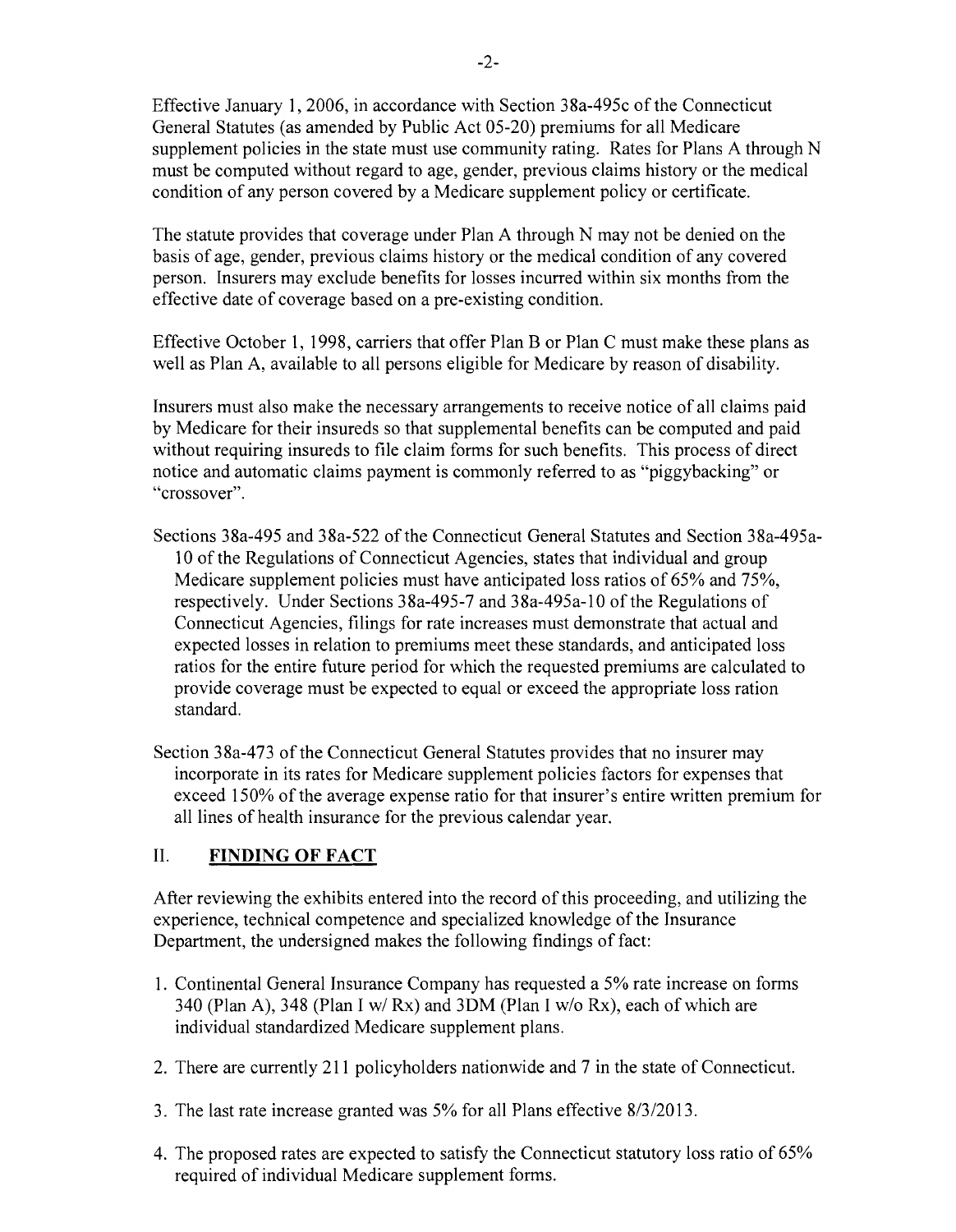Effective January 1, 2006, in accordance with Section 38a-495c of the Connecticut General Statutes (as amended by Public Act 05-20) premiums for all Medicare supplement policies in the state must use community rating. Rates for Plans A through N must be computed without regard to age, gender, previous claims history or the medical condition of any person covered by a Medicare supplement policy or certificate.

The statute provides that coverage under Plan A through N may not be denied on the basis of age, gender, previous claims history or the medical condition of any covered person. Insurers may exclude benefits for losses incurred within six months from the effective date of coverage based on a pre-existing condition.

Effective October 1, 1998, carriers that offer Plan B or Plan C must make these plans as well as Plan A, available to all persons eligible for Medicare by reason of disability.

Insurers must also make the necessary arrangements to receive notice of all claims paid by Medicare for their insureds so that supplemental benefits can be computed and paid without requiring insureds to file claim forms for such benefits. This process of direct notice and automatic claims payment is commonly referred to as "piggybacking" or "crossover".

Sections 38a-495 and 38a-522 of the Connecticut General Statutes and Section 38a-495a-10 of the Regulations of Connecticut Agencies, states that individual and group Medicare supplement policies must have anticipated loss ratios of 65% and 75%, respectively. Under Sections 38a-495-7 and 38a-495a-10 of the Regulations of Connecticut Agencies, filings for rate increases must demonstrate that actual and expected losses in relation to premiums meet these standards, and anticipated loss ratios for the entire future period for which the requested premiums are calculated to provide coverage must be expected to equal or exceed the appropriate loss ration standard.

Section 38a-473 of the Connecticut General Statutes provides that no insurer may incorporate in its rates for Medicare supplement policies factors for expenses that exceed 150% of the average expense ratio for that insurer's entire written premium for all lines of health insurance for the previous calendar year.

## II. FINDING OF FACT

After reviewing the exhibits entered into the record of this proceeding, and utilizing the experience, technical competence and specialized knowledge of the Insurance Department, the undersigned makes the following findings of fact:

1. Continental General Insurance Company has requested a 5% rate increase on forms 340 (Plan A), 348 (Plan I w/ Rx) and 3DM (Plan I w/o Rx), each of which are individual standardized Medicare supplement plans.
2. There are currently 211 policyholders nationwide and 7 in the state of Connecticut.
3. The last rate increase granted was 5% for all Plans effective 8/3/2013.
4. The proposed rates are expected to satisfy the Connecticut statutory loss ratio of 65% required of individual Medicare supplement forms.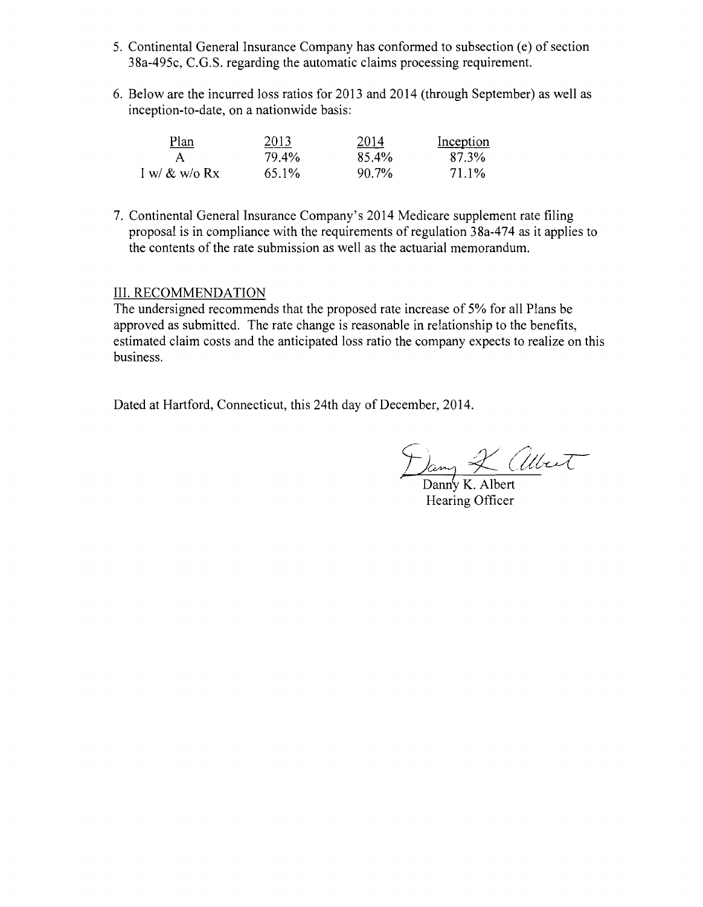5. Continental General Insurance Company has conformed to subsection (e) of section 38a-495c, C.G.S. regarding the automatic claims processing requirement.

6. Below are the incurred loss ratios for 2013 and 2014 (through September) as well as inception-to-date, on a nationwide basis:

| Plan | 2013 | 2014 | Inception |
|---|---|---|---|
| A | 79.4% | 85.4% | 87.3% |
| I w/ & w/o Rx | 65.1% | 90.7% | 71.1% |

7. Continental General Insurance Company's 2014 Medicare supplement rate filing proposal is in compliance with the requirements of regulation 38a-474 as it applies to the contents of the rate submission as well as the actuarial memorandum.

## III. RECOMMENDATION

The undersigned recommends that the proposed rate increase of 5% for all Plans be approved as submitted. The rate change is reasonable in relationship to the benefits, estimated claim costs and the anticipated loss ratio the company expects to realize on this business.

Dated at Hartford, Connecticut, this 24th day of December, 2014.

Danny K. Albert
Hearing Officer